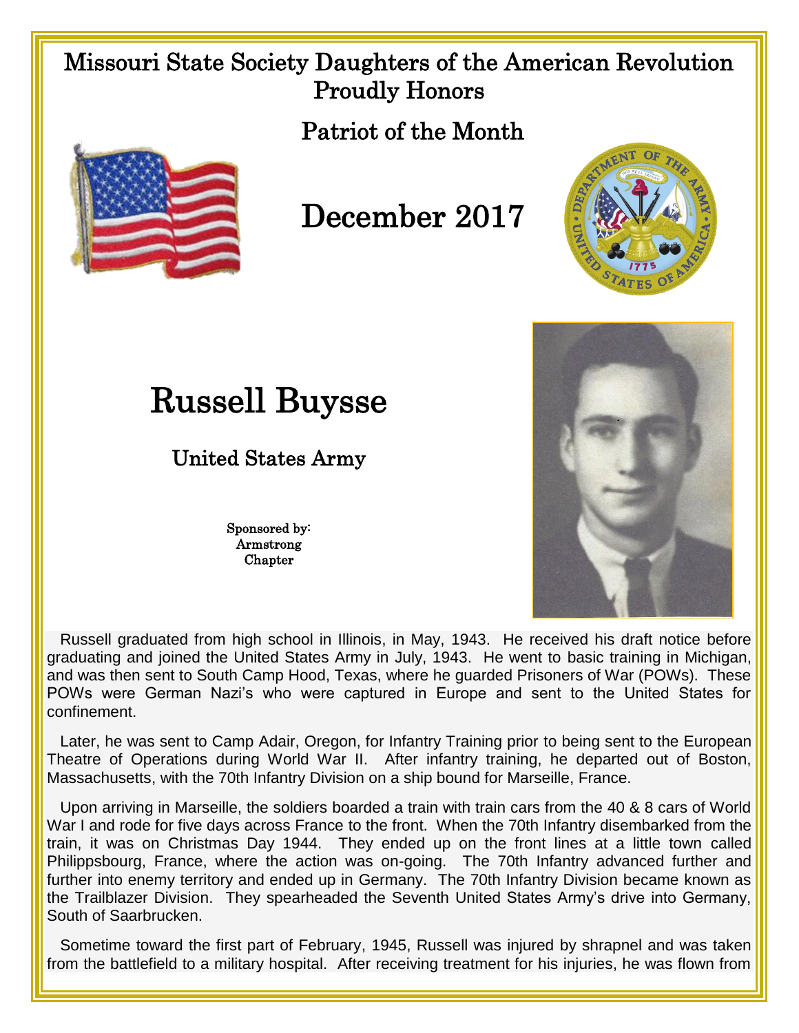# Missouri State Society Daughters of the American Revolution Proudly Honors

## Patriot of the Month

## December 2017

# Russell Buysse

### United States Army

Sponsored by:
Armstrong
Chapter

Russell graduated from high school in Illinois, in May, 1943. He received his draft notice before graduating and joined the United States Army in July, 1943. He went to basic training in Michigan, and was then sent to South Camp Hood, Texas, where he guarded Prisoners of War (POWs). These POWs were German Nazi's who were captured in Europe and sent to the United States for confinement.

Later, he was sent to Camp Adair, Oregon, for Infantry Training prior to being sent to the European Theatre of Operations during World War II. After infantry training, he departed out of Boston, Massachusetts, with the 70th Infantry Division on a ship bound for Marseille, France.

Upon arriving in Marseille, the soldiers boarded a train with train cars from the 40 & 8 cars of World War I and rode for five days across France to the front. When the 70th Infantry disembarked from the train, it was on Christmas Day 1944. They ended up on the front lines at a little town called Philippsbourg, France, where the action was on-going. The 70th Infantry advanced further and further into enemy territory and ended up in Germany. The 70th Infantry Division became known as the Trailblazer Division. They spearheaded the Seventh United States Army's drive into Germany, South of Saarbrucken.

Sometime toward the first part of February, 1945, Russell was injured by shrapnel and was taken from the battlefield to a military hospital. After receiving treatment for his injuries, he was flown from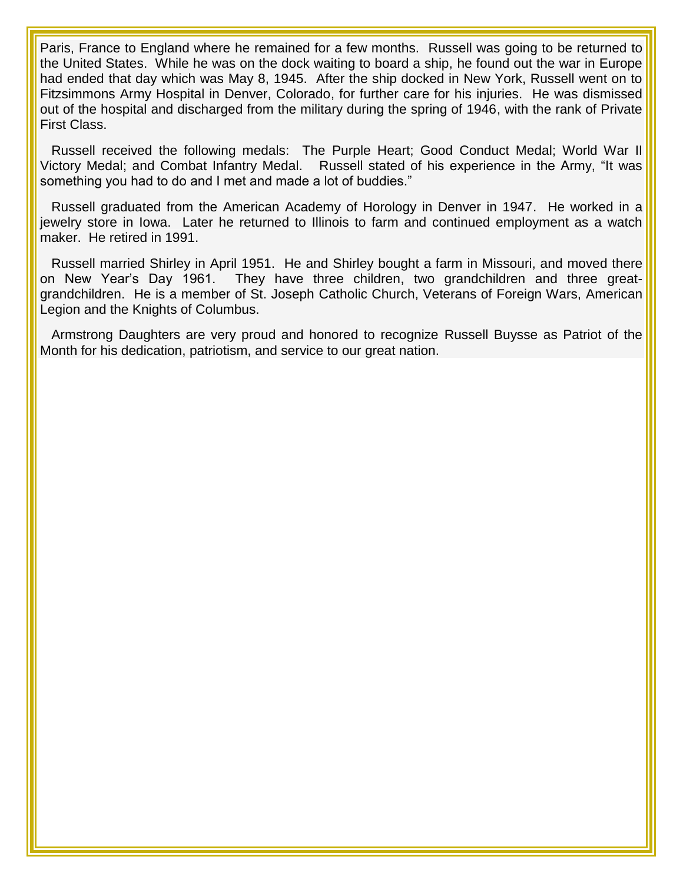Paris, France to England where he remained for a few months. Russell was going to be returned to the United States. While he was on the dock waiting to board a ship, he found out the war in Europe had ended that day which was May 8, 1945. After the ship docked in New York, Russell went on to Fitzsimmons Army Hospital in Denver, Colorado, for further care for his injuries. He was dismissed out of the hospital and discharged from the military during the spring of 1946, with the rank of Private First Class.

Russell received the following medals: The Purple Heart; Good Conduct Medal; World War II Victory Medal; and Combat Infantry Medal. Russell stated of his experience in the Army, "It was something you had to do and I met and made a lot of buddies."

Russell graduated from the American Academy of Horology in Denver in 1947. He worked in a jewelry store in Iowa. Later he returned to Illinois to farm and continued employment as a watch maker. He retired in 1991.

Russell married Shirley in April 1951. He and Shirley bought a farm in Missouri, and moved there on New Year's Day 1961. They have three children, two grandchildren and three great-grandchildren. He is a member of St. Joseph Catholic Church, Veterans of Foreign Wars, American Legion and the Knights of Columbus.

Armstrong Daughters are very proud and honored to recognize Russell Buysse as Patriot of the Month for his dedication, patriotism, and service to our great nation.